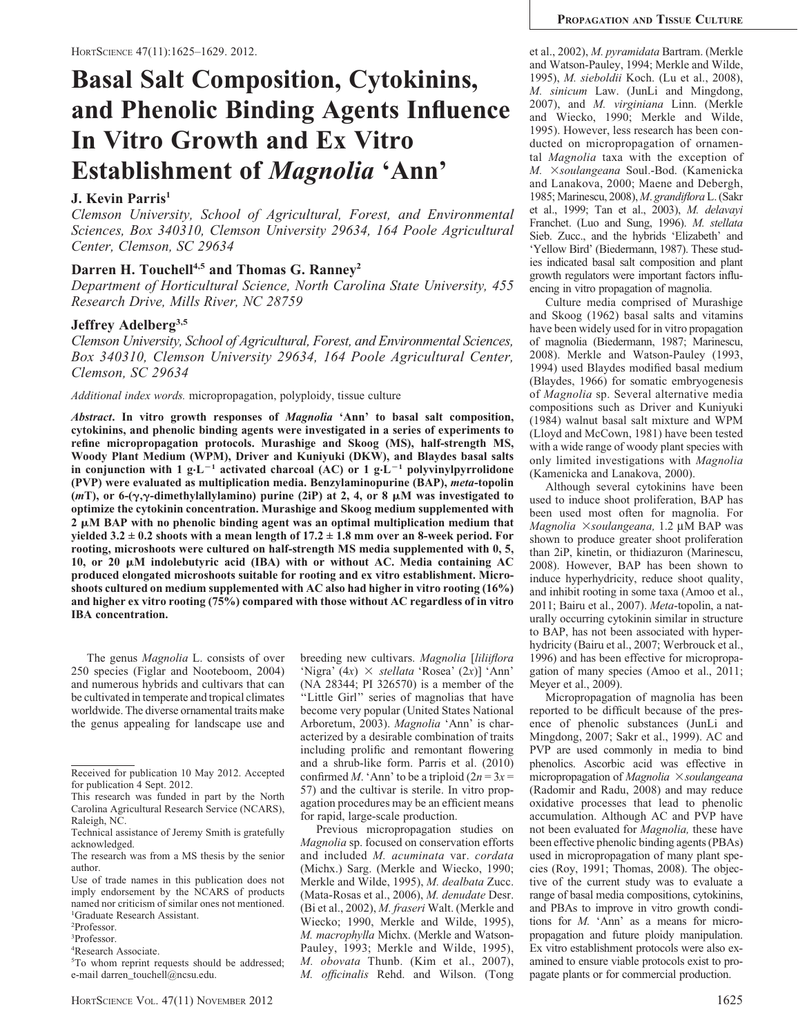# Basal Salt Composition, Cytokinins, and Phenolic Binding Agents Influence In Vitro Growth and Ex Vitro Establishment of *Magnolia* 'Ann'

**J. Kevin Parris**[1]

*Clemson University, School of Agricultural, Forest, and Environmental Sciences, Box 340310, Clemson University 29634, 164 Poole Agricultural Center, Clemson, SC 29634*

**Darren H. Touchell**[4,5] **and Thomas G. Ranney**[2]

*Department of Horticultural Science, North Carolina State University, 455 Research Drive, Mills River, NC 28759*

**Jeffrey Adelberg**[3,5]

*Clemson University, School of Agricultural, Forest, and Environmental Sciences, Box 340310, Clemson University 29634, 164 Poole Agricultural Center, Clemson, SC 29634*

*Additional index words.* micropropagation, polyploidy, tissue culture

***Abstract*. In vitro growth responses of *Magnolia* 'Ann' to basal salt composition, cytokinins, and phenolic binding agents were investigated in a series of experiments to refine micropropagation protocols. Murashige and Skoog (MS), half-strength MS, Woody Plant Medium (WPM), Driver and Kuniyuki (DKW), and Blaydes basal salts in conjunction with 1 g·L$^{-1}$ activated charcoal (AC) or 1 g·L$^{-1}$ polyvinylpyrrolidone (PVP) were evaluated as multiplication media. Benzylaminopurine (BAP), *meta*-topolin (*m*T), or 6-(γ,γ-dimethylallylamino) purine (2iP) at 2, 4, or 8 μM was investigated to optimize the cytokinin concentration. Murashige and Skoog medium supplemented with 2 μM BAP with no phenolic binding agent was an optimal multiplication medium that yielded 3.2 ± 0.2 shoots with a mean length of 17.2 ± 1.8 mm over an 8-week period. For rooting, microshoots were cultured on half-strength MS media supplemented with 0, 5, 10, or 20 μM indolebutyric acid (IBA) with or without AC. Media containing AC produced elongated microshoots suitable for rooting and ex vitro establishment. Microshoots cultured on medium supplemented with AC also had higher in vitro rooting (16%) and higher ex vitro rooting (75%) compared with those without AC regardless of in vitro IBA concentration.**

The genus *Magnolia* L. consists of over 250 species (Figlar and Nooteboom, 2004) and numerous hybrids and cultivars that can be cultivated in temperate and tropical climates worldwide. The diverse ornamental traits make the genus appealing for landscape use and breeding new cultivars. *Magnolia* [*liliiflora* 'Nigra' (4*x*) × *stellata* 'Rosea' (2*x*)] 'Ann' (NA 28344; PI 326570) is a member of the "Little Girl" series of magnolias that have become very popular (United States National Arboretum, 2003). *Magnolia* 'Ann' is characterized by a desirable combination of traits including prolific and remontant flowering and a shrub-like form. Parris et al. (2010) confirmed *M.* 'Ann' to be a triploid ($2n = 3x = 57$) and the cultivar is sterile. In vitro propagation procedures may be an efficient means for rapid, large-scale production.

Previous micropropagation studies on *Magnolia* sp. focused on conservation efforts and included *M. acuminata* var. *cordata* (Michx.) Sarg. (Merkle and Wiecko, 1990; Merkle and Wilde, 1995), *M. dealbata* Zucc. (Mata-Rosas et al., 2006), *M. denudate* Desr. (Bi et al., 2002), *M. fraseri* Walt. (Merkle and Wiecko; 1990, Merkle and Wilde, 1995), *M. macrophylla* Michx. (Merkle and Watson-Pauley, 1993; Merkle and Wilde, 1995), *M. obovata* Thunb. (Kim et al., 2007), *M. officinalis* Rehd. and Wilson. (Tong et al., 2002), *M. pyramidata* Bartram. (Merkle and Watson-Pauley, 1994; Merkle and Wilde, 1995), *M. sieboldii* Koch. (Lu et al., 2008), *M. sinicum* Law. (JunLi and Mingdong, 2007), and *M. virginiana* Linn. (Merkle and Wiecko, 1990; Merkle and Wilde, 1995). However, less research has been conducted on micropropagation of ornamental *Magnolia* taxa with the exception of *M.* ×*soulangeana* Soul.-Bod. (Kamenicka and Lanakova, 2000; Maene and Debergh, 1985; Marinescu, 2008), *M. grandiflora* L. (Sakr et al., 1999; Tan et al., 2003), *M. delavayi* Franchet. (Luo and Sung, 1996). *M. stellata* Sieb. Zucc., and the hybrids 'Elizabeth' and 'Yellow Bird' (Biedermann, 1987). These studies indicated basal salt composition and plant growth regulators were important factors influencing in vitro propagation of magnolia.

Culture media comprised of Murashige and Skoog (1962) basal salts and vitamins have been widely used for in vitro propagation of magnolia (Biedermann, 1987; Marinescu, 2008). Merkle and Watson-Pauley (1993, 1994) used Blaydes modified basal medium (Blaydes, 1966) for somatic embryogenesis of *Magnolia* sp. Several alternative media compositions such as Driver and Kuniyuki (1984) walnut basal salt mixture and WPM (Lloyd and McCown, 1981) have been tested with a wide range of woody plant species with only limited investigations with *Magnolia* (Kamenicka and Lanakova, 2000).

Although several cytokinins have been used to induce shoot proliferation, BAP has been used most often for magnolia. For *Magnolia* ×*soulangeana,* 1.2 μM BAP was shown to produce greater shoot proliferation than 2iP, kinetin, or thidiazuron (Marinescu, 2008). However, BAP has been shown to induce hyperhydricity, reduce shoot quality, and inhibit rooting in some taxa (Amoo et al., 2011; Bairu et al., 2007). *Meta*-topolin, a naturally occurring cytokinin similar in structure to BAP, has not been associated with hyperhydricity (Bairu et al., 2007; Werbrouck et al., 1996) and has been effective for micropropagation of many species (Amoo et al., 2011; Meyer et al., 2009).

Micropropagation of magnolia has been reported to be difficult because of the presence of phenolic substances (JunLi and Mingdong, 2007; Sakr et al., 1999). AC and PVP are used commonly in media to bind phenolics. Ascorbic acid was effective in micropropagation of *Magnolia* ×*soulangeana* (Radomir and Radu, 2008) and may reduce oxidative processes that lead to phenolic accumulation. Although AC and PVP have not been evaluated for *Magnolia,* these have been effective phenolic binding agents (PBAs) used in micropropagation of many plant species (Roy, 1991; Thomas, 2008). The objective of the current study was to evaluate a range of basal media compositions, cytokinins, and PBAs to improve in vitro growth conditions for *M.* 'Ann' as a means for micropropagation and future ploidy manipulation. Ex vitro establishment protocols were also examined to ensure viable protocols exist to propagate plants or for commercial production.

---

Received for publication 10 May 2012. Accepted for publication 4 Sept. 2012.

This research was funded in part by the North Carolina Agricultural Research Service (NCARS), Raleigh, NC.

Technical assistance of Jeremy Smith is gratefully acknowledged.

The research was from a MS thesis by the senior author.

Use of trade names in this publication does not imply endorsement by the NCARS of products named nor criticism of similar ones not mentioned.

[1]Graduate Research Assistant.

[2]Professor.

[3]Professor.

[4]Research Associate.

[5]To whom reprint requests should be addressed; e-mail darren_touchell@ncsu.edu.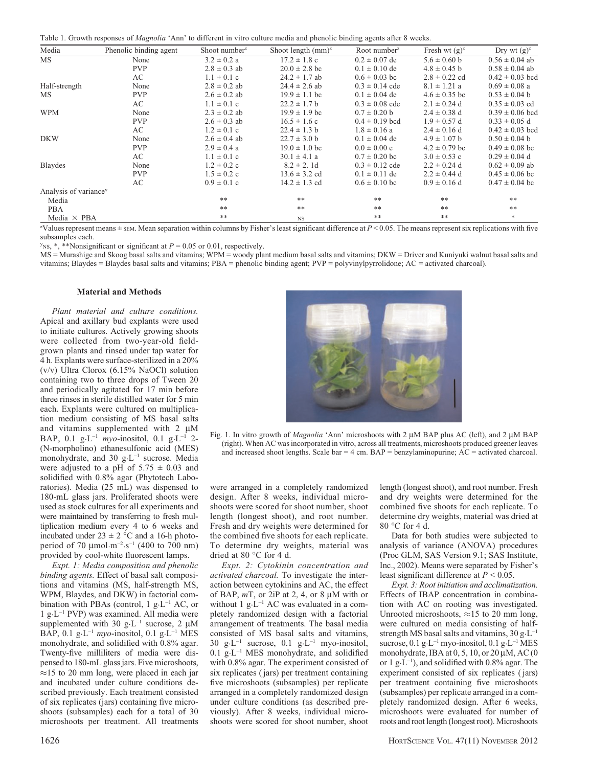Table 1. Growth responses of *Magnolia* 'Ann' to different in vitro culture media and phenolic binding agents after 8 weeks.

| Media | Phenolic binding agent | Shoot number[z] | Shoot length (mm)[z] | Root number[z] | Fresh wt (g)[z] | Dry wt (g)[z] |
|---|---|---|---|---|---|---|
| MS | None | 3.2 ± 0.2 a | 17.2 ± 1.8 c | 0.2 ± 0.07 de | 5.6 ± 0.60 b | 0.56 ± 0.04 ab |
| | PVP | 2.8 ± 0.3 ab | 20.0 ± 2.8 bc | 0.1 ± 0.10 de | 4.8 ± 0.45 b | 0.58 ± 0.04 ab |
| | AC | 1.1 ± 0.1 c | 24.2 ± 1.7 ab | 0.6 ± 0.03 bc | 2.8 ± 0.22 cd | 0.42 ± 0.03 bcd |
| Half-strength MS | None | 2.8 ± 0.2 ab | 24.4 ± 2.6 ab | 0.3 ± 0.14 cde | 8.1 ± 1.21 a | 0.69 ± 0.08 a |
| | PVP | 2.6 ± 0.2 ab | 19.9 ± 1.1 bc | 0.1 ± 0.04 de | 4.6 ± 0.35 bc | 0.53 ± 0.04 b |
| | AC | 1.1 ± 0.1 c | 22.2 ± 1.7 b | 0.3 ± 0.08 cde | 2.1 ± 0.24 d | 0.35 ± 0.03 cd |
| WPM | None | 2.3 ± 0.2 ab | 19.9 ± 1.9 bc | 0.7 ± 0.20 b | 2.4 ± 0.38 d | 0.39 ± 0.06 bcd |
| | PVP | 2.6 ± 0.3 ab | 16.5 ± 1.6 c | 0.4 ± 0.19 bcd | 1.9 ± 0.57 d | 0.33 ± 0.05 d |
| | AC | 1.2 ± 0.1 c | 22.4 ± 1.3 b | 1.8 ± 0.16 a | 2.4 ± 0.16 d | 0.42 ± 0.03 bcd |
| DKW | None | 2.6 ± 0.4 ab | 22.7 ± 3.0 b | 0.1 ± 0.04 de | 4.9 ± 1.07 b | 0.50 ± 0.04 b |
| | PVP | 2.9 ± 0.4 a | 19.0 ± 1.0 bc | 0.0 ± 0.00 e | 4.2 ± 0.79 bc | 0.49 ± 0.08 bc |
| | AC | 1.1 ± 0.1 c | 30.1 ± 4.1 a | 0.7 ± 0.20 bc | 3.0 ± 0.53 c | 0.29 ± 0.04 d |
| Blaydes | None | 1.2 ± 0.2 c | 8.2 ± 2. 1d | 0.3 ± 0.12 cde | 2.2 ± 0.24 d | 0.62 ± 0.09 ab |
| | PVP | 1.5 ± 0.2 c | 13.6 ± 3.2 cd | 0.1 ± 0.11 de | 2.2 ± 0.44 d | 0.45 ± 0.06 bc |
| | AC | 0.9 ± 0.1 c | 14.2 ± 1.3 cd | 0.6 ± 0.10 bc | 0.9 ± 0.16 d | 0.47 ± 0.04 bc |
| Analysis of variance[y] | | | | | | |
| Media | | ** | ** | ** | ** | ** |
| PBA | | ** | ** | ** | ** | ** |
| Media × PBA | | ** | NS | ** | ** | * |

[z]Values represent means ± SEM. Mean separation within columns by Fisher's least significant difference at $P < 0.05$. The means represent six replications with five subsamples each.

[y]NS, *, **Nonsignificant or significant at $P = 0.05$ or 0.01, respectively.

MS = Murashige and Skoog basal salts and vitamins; WPM = woody plant medium basal salts and vitamins; DKW = Driver and Kuniyuki walnut basal salts and vitamins; Blaydes = Blaydes basal salts and vitamins; PBA = phenolic binding agent; PVP = polyvinylpyrrolidone; AC = activated charcoal).

### Material and Methods

*Plant material and culture conditions.* Apical and axillary bud explants were used to initiate cultures. Actively growing shoots were collected from two-year-old field-grown plants and rinsed under tap water for 4 h. Explants were surface-sterilized in a 20% (v/v) Ultra Clorox (6.15% NaOCl) solution containing two to three drops of Tween 20 and periodically agitated for 17 min before three rinses in sterile distilled water for 5 min each. Explants were cultured on multiplication medium consisting of MS basal salts and vitamins supplemented with 2 μM BAP, 0.1 g·L$^{-1}$ *myo*-inositol, 0.1 g·L$^{-1}$ 2-(N-morpholino) ethanesulfonic acid (MES) monohydrate, and 30 g·L$^{-1}$ sucrose. Media were adjusted to a pH of 5.75 ± 0.03 and solidified with 0.8% agar (Phytotech Laboratories). Media (25 mL) was dispensed to 180-mL glass jars. Proliferated shoots were used as stock cultures for all experiments and were maintained by transferring to fresh multiplication medium every 4 to 6 weeks and incubated under 23 ± 2 °C and a 16-h photoperiod of 70 μmol·m$^{-2}$·s$^{-1}$ (400 to 700 nm) provided by cool-white fluorescent lamps.

*Expt. 1: Media composition and phenolic binding agents.* Effect of basal salt compositions and vitamins (MS, half-strength MS, WPM, Blaydes, and DKW) in factorial combination with PBAs (control, 1 g·L$^{-1}$ AC, or 1 g·L$^{-1}$ PVP) was examined. All media were supplemented with 30 g·L$^{-1}$ sucrose, 2 μM BAP, 0.1 g·L$^{-1}$ *myo*-inositol, 0.1 g·L$^{-1}$ MES monohydrate, and solidified with 0.8% agar. Twenty-five milliliters of media were dispensed to 180-mL glass jars. Five microshoots, ≈15 to 20 mm long, were placed in each jar and incubated under culture conditions described previously. Each treatment consisted of six replicates (jars) containing five microshoots (subsamples) each for a total of 30 microshoots per treatment. All treatments were arranged in a completely randomized design. After 8 weeks, individual microshoots were scored for shoot number, shoot length (longest shoot), and root number. Fresh and dry weights were determined for the combined five shoots for each replicate. To determine dry weights, material was dried at 80 °C for 4 d.

Fig. 1. In vitro growth of *Magnolia* 'Ann' microshoots with 2 μM BAP plus AC (left), and 2 μM BAP (right). When AC was incorporated in vitro, across all treatments, microshoots produced greener leaves and increased shoot lengths. Scale bar = 4 cm. BAP = benzylaminopurine; AC = activated charcoal.

*Expt. 2: Cytokinin concentration and activated charcoal.* To investigate the interaction between cytokinins and AC, the effect of BAP, *m*T, or 2iP at 2, 4, or 8 μM with or without 1 g·L$^{-1}$ AC was evaluated in a completely randomized design with a factorial arrangement of treatments. The basal media consisted of MS basal salts and vitamins, 30 g·L$^{-1}$ sucrose, 0.1 g·L$^{-1}$ myo-inositol, 0.1 g·L$^{-1}$ MES monohydrate, and solidified with 0.8% agar. The experiment consisted of six replicates (jars) per treatment containing five microshoots (subsamples) per replicate arranged in a completely randomized design under culture conditions (as described previously). After 8 weeks, individual microshoots were scored for shoot number, shoot length (longest shoot), and root number. Fresh and dry weights were determined for the combined five shoots for each replicate. To determine dry weights, material was dried at 80 °C for 4 d.

Data for both studies were subjected to analysis of variance (ANOVA) procedures (Proc GLM, SAS Version 9.1; SAS Institute, Inc., 2002). Means were separated by Fisher's least significant difference at $P < 0.05$.

*Expt. 3: Root initiation and acclimatization.* Effects of IBAP concentration in combination with AC on rooting was investigated. Unrooted microshoots, ≈15 to 20 mm long, were cultured on media consisting of half-strength MS basal salts and vitamins, 30 g·L$^{-1}$ sucrose, 0.1 g·L$^{-1}$ myo-inositol, 0.1 g·L$^{-1}$ MES monohydrate, IBA at 0, 5, 10, or 20 μM, AC (0 or 1 g·L$^{-1}$), and solidified with 0.8% agar. The experiment consisted of six replicates (jars) per treatment containing five microshoots (subsamples) per replicate arranged in a completely randomized design. After 6 weeks, microshoots were evaluated for number of roots and root length (longest root). Microshoots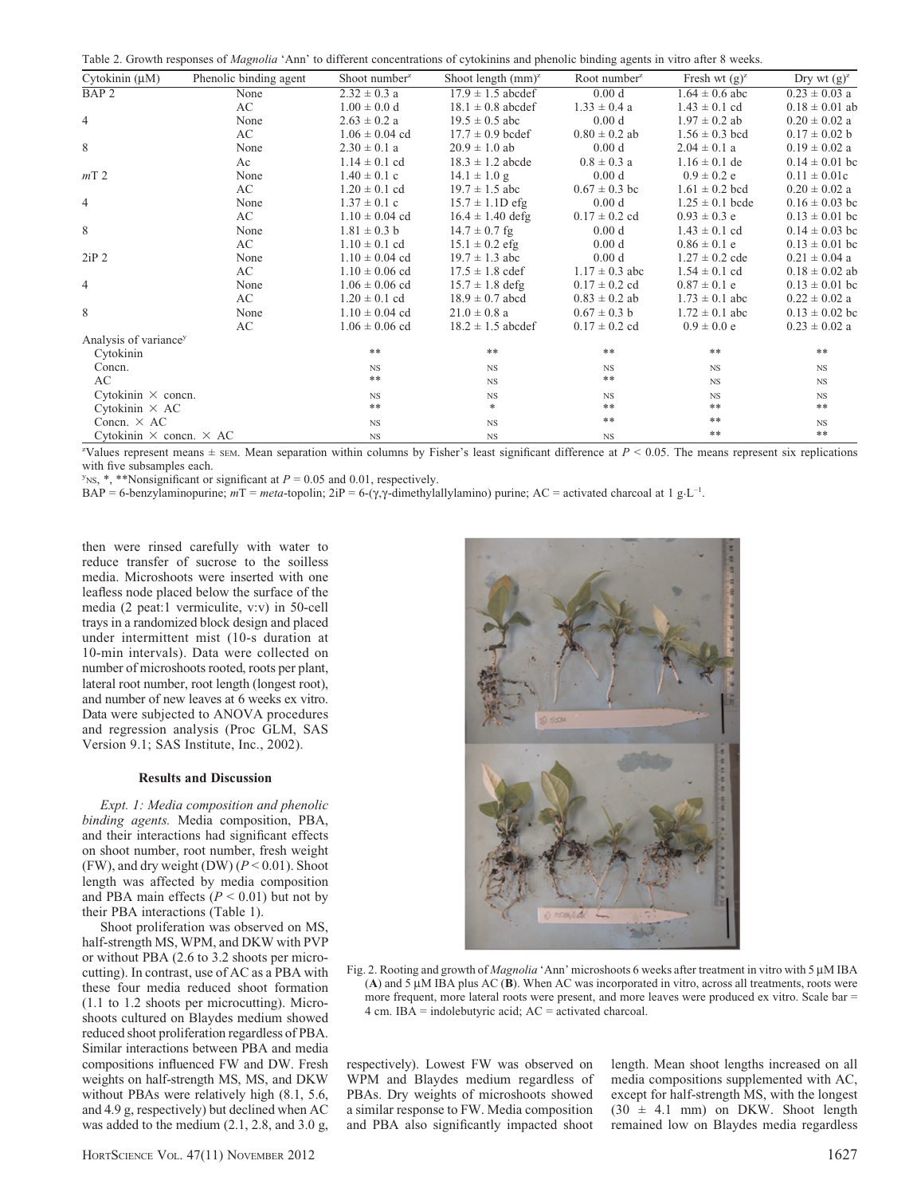Table 2. Growth responses of *Magnolia* 'Ann' to different concentrations of cytokinins and phenolic binding agents in vitro after 8 weeks.

| Cytokinin (μM) | Phenolic binding agent | Shoot number[z] | Shoot length (mm)[z] | Root number[z] | Fresh wt (g)[z] | Dry wt (g)[z] |
|---|---|---|---|---|---|---|
| BAP 2 | None | 2.32 ± 0.3 a | 17.9 ± 1.5 abcdef | 0.00 d | 1.64 ± 0.6 abc | 0.23 ± 0.03 a |
| | AC | 1.00 ± 0.0 d | 18.1 ± 0.8 abcdef | 1.33 ± 0.4 a | 1.43 ± 0.1 cd | 0.18 ± 0.01 ab |
| 4 | None | 2.63 ± 0.2 a | 19.5 ± 0.5 abc | 0.00 d | 1.97 ± 0.2 ab | 0.20 ± 0.02 a |
| | AC | 1.06 ± 0.04 cd | 17.7 ± 0.9 bcdef | 0.80 ± 0.2 ab | 1.56 ± 0.3 bcd | 0.17 ± 0.02 b |
| 8 | None | 2.30 ± 0.1 a | 20.9 ± 1.0 ab | 0.00 d | 2.04 ± 0.1 a | 0.19 ± 0.02 a |
| | Ac | 1.14 ± 0.1 cd | 18.3 ± 1.2 abcde | 0.8 ± 0.3 a | 1.16 ± 0.1 de | 0.14 ± 0.01 bc |
| *m*T 2 | None | 1.40 ± 0.1 c | 14.1 ± 1.0 g | 0.00 d | 0.9 ± 0.2 e | 0.11 ± 0.01c |
| | AC | 1.20 ± 0.1 cd | 19.7 ± 1.5 abc | 0.67 ± 0.3 bc | 1.61 ± 0.2 bcd | 0.20 ± 0.02 a |
| 4 | None | 1.37 ± 0.1 c | 15.7 ± 1.1D efg | 0.00 d | 1.25 ± 0.1 bcde | 0.16 ± 0.03 bc |
| | AC | 1.10 ± 0.04 cd | 16.4 ± 1.40 defg | 0.17 ± 0.2 cd | 0.93 ± 0.3 e | 0.13 ± 0.01 bc |
| 8 | None | 1.81 ± 0.3 b | 14.7 ± 0.7 fg | 0.00 d | 1.43 ± 0.1 cd | 0.14 ± 0.03 bc |
| | AC | 1.10 ± 0.1 cd | 15.1 ± 0.2 efg | 0.00 d | 0.86 ± 0.1 e | 0.13 ± 0.01 bc |
| 2iP 2 | None | 1.10 ± 0.04 cd | 19.7 ± 1.3 abc | 0.00 d | 1.27 ± 0.2 cde | 0.21 ± 0.04 a |
| | AC | 1.10 ± 0.06 cd | 17.5 ± 1.8 cdef | 1.17 ± 0.3 abc | 1.54 ± 0.1 cd | 0.18 ± 0.02 ab |
| 4 | None | 1.06 ± 0.06 cd | 15.7 ± 1.8 defg | 0.17 ± 0.2 cd | 0.87 ± 0.1 e | 0.13 ± 0.01 bc |
| | AC | 1.20 ± 0.1 cd | 18.9 ± 0.7 abcd | 0.83 ± 0.2 ab | 1.73 ± 0.1 abc | 0.22 ± 0.02 a |
| 8 | None | 1.10 ± 0.04 cd | 21.0 ± 0.8 a | 0.67 ± 0.3 b | 1.72 ± 0.1 abc | 0.13 ± 0.02 bc |
| | AC | 1.06 ± 0.06 cd | 18.2 ± 1.5 abcdef | 0.17 ± 0.2 cd | 0.9 ± 0.0 e | 0.23 ± 0.02 a |
| Analysis of variance[y] | | | | | | |
| Cytokinin | | ** | ** | ** | ** | ** |
| Concn. | | NS | NS | NS | NS | NS |
| AC | | ** | NS | ** | NS | NS |
| Cytokinin × concn. | | NS | NS | NS | NS | NS |
| Cytokinin × AC | | ** | * | ** | ** | ** |
| Concn. × AC | | NS | NS | ** | ** | NS |
| Cytokinin × concn. × AC | | NS | NS | NS | ** | ** |

[z]Values represent means ± SEM. Mean separation within columns by Fisher's least significant difference at $P < 0.05$. The means represent six replications with five subsamples each.

[y]NS, *, **Nonsignificant or significant at $P = 0.05$ and 0.01, respectively.

BAP = 6-benzylaminopurine; *m*T = *meta*-topolin; 2iP = 6-(γ,γ-dimethylallylamino) purine; AC = activated charcoal at 1 g·L$^{-1}$.

then were rinsed carefully with water to reduce transfer of sucrose to the soilless media. Microshoots were inserted with one leafless node placed below the surface of the media (2 peat:1 vermiculite, v:v) in 50-cell trays in a randomized block design and placed under intermittent mist (10-s duration at 10-min intervals). Data were collected on number of microshoots rooted, roots per plant, lateral root number, root length (longest root), and number of new leaves at 6 weeks ex vitro. Data were subjected to ANOVA procedures and regression analysis (Proc GLM, SAS Version 9.1; SAS Institute, Inc., 2002).

### Results and Discussion

*Expt. 1: Media composition and phenolic binding agents.* Media composition, PBA, and their interactions had significant effects on shoot number, root number, fresh weight (FW), and dry weight (DW) ($P < 0.01$). Shoot length was affected by media composition and PBA main effects ($P < 0.01$) but not by their PBA interactions (Table 1).

Shoot proliferation was observed on MS, half-strength MS, WPM, and DKW with PVP or without PBA (2.6 to 3.2 shoots per microcutting). In contrast, use of AC as a PBA with these four media reduced shoot formation (1.1 to 1.2 shoots per microcutting). Microshoots cultured on Blaydes medium showed reduced shoot proliferation regardless of PBA. Similar interactions between PBA and media compositions influenced FW and DW. Fresh weights on half-strength MS, MS, and DKW without PBAs were relatively high (8.1, 5.6, and 4.9 g, respectively) but declined when AC was added to the medium (2.1, 2.8, and 3.0 g, respectively). Lowest FW was observed on WPM and Blaydes medium regardless of PBAs. Dry weights of microshoots showed a similar response to FW. Media composition and PBA also significantly impacted shoot length. Mean shoot lengths increased on all media compositions supplemented with AC, except for half-strength MS, with the longest (30 ± 4.1 mm) on DKW. Shoot length remained low on Blaydes media regardless

Fig. 2. Rooting and growth of *Magnolia* 'Ann' microshoots 6 weeks after treatment in vitro with 5 μM IBA (**A**) and 5 μM IBA plus AC (**B**). When AC was incorporated in vitro, across all treatments, roots were more frequent, more lateral roots were present, and more leaves were produced ex vitro. Scale bar = 4 cm. IBA = indolebutyric acid; AC = activated charcoal.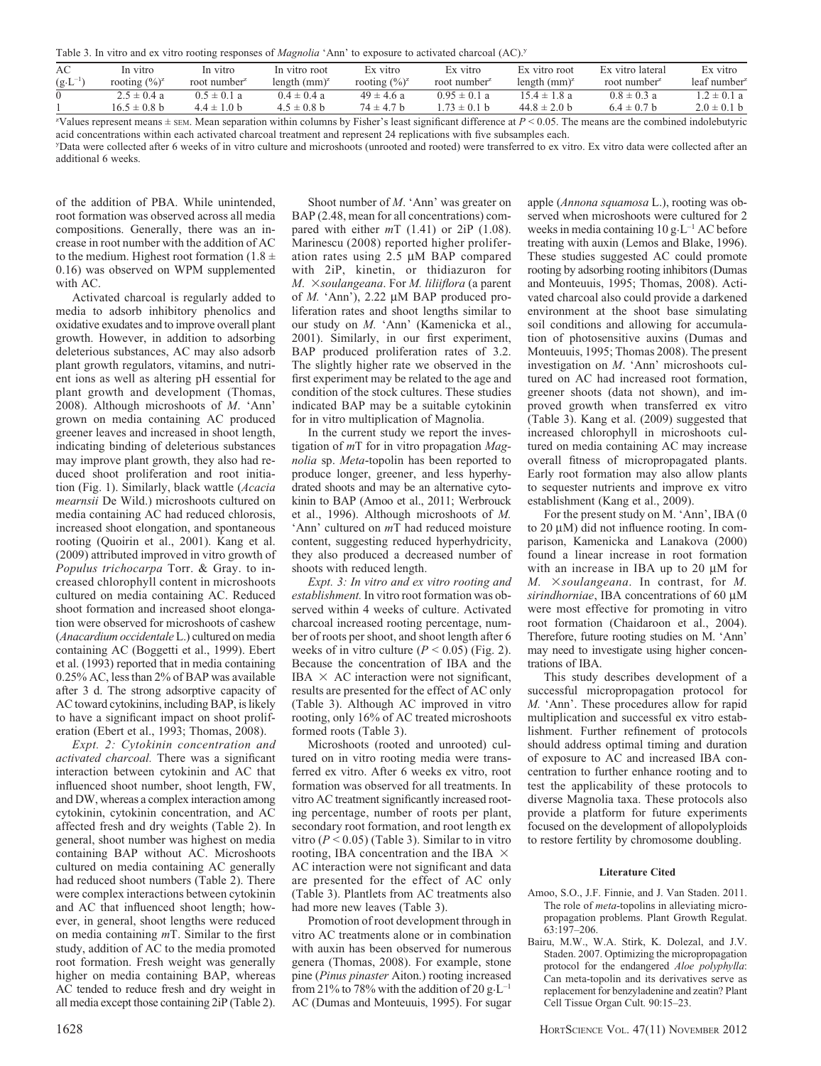Table 3. In vitro and ex vitro rooting responses of *Magnolia* 'Ann' to exposure to activated charcoal (AC).[y]

| AC ($g \cdot L^{-1}$) | In vitro rooting (%)[z] | In vitro root number[z] | In vitro root length (mm)[z] | Ex vitro rooting (%)[z] | Ex vitro root number[z] | Ex vitro root length (mm)[z] | Ex vitro lateral root number[z] | Ex vitro leaf number[z] |
|---|---|---|---|---|---|---|---|---|
| 0 | 2.5 ± 0.4 a | 0.5 ± 0.1 a | 0.4 ± 0.4 a | 49 ± 4.6 a | 0.95 ± 0.1 a | 15.4 ± 1.8 a | 0.8 ± 0.3 a | 1.2 ± 0.1 a |
| 1 | 16.5 ± 0.8 b | 4.4 ± 1.0 b | 4.5 ± 0.8 b | 74 ± 4.7 b | 1.73 ± 0.1 b | 44.8 ± 2.0 b | 6.4 ± 0.7 b | 2.0 ± 0.1 b |

[z]Values represent means ± SEM. Mean separation within columns by Fisher's least significant difference at $P < 0.05$. The means are the combined indolebutyric acid concentrations within each activated charcoal treatment and represent 24 replications with five subsamples each.

[y]Data were collected after 6 weeks of in vitro culture and microshoots (unrooted and rooted) were transferred to ex vitro. Ex vitro data were collected after an additional 6 weeks.

of the addition of PBA. While unintended, root formation was observed across all media compositions. Generally, there was an increase in root number with the addition of AC to the medium. Highest root formation (1.8 ± 0.16) was observed on WPM supplemented with AC.

Activated charcoal is regularly added to media to adsorb inhibitory phenolics and oxidative exudates and to improve overall plant growth. However, in addition to adsorbing deleterious substances, AC may also adsorb plant growth regulators, vitamins, and nutrient ions as well as altering pH essential for plant growth and development (Thomas, 2008). Although microshoots of *M.* 'Ann' grown on media containing AC produced greener leaves and increased in shoot length, indicating binding of deleterious substances may improve plant growth, they also had reduced shoot proliferation and root initiation (Fig. 1). Similarly, black wattle (*Acacia mearnsii* De Wild.) microshoots cultured on media containing AC had reduced chlorosis, increased shoot elongation, and spontaneous rooting (Quoirin et al., 2001). Kang et al. (2009) attributed improved in vitro growth of *Populus trichocarpa* Torr. & Gray. to increased chlorophyll content in microshoots cultured on media containing AC. Reduced shoot formation and increased shoot elongation were observed for microshoots of cashew (*Anacardium occidentale* L.) cultured on media containing AC (Boggetti et al., 1999). Ebert et al. (1993) reported that in media containing 0.25% AC, less than 2% of BAP was available after 3 d. The strong adsorptive capacity of AC toward cytokinins, including BAP, is likely to have a significant impact on shoot proliferation (Ebert et al., 1993; Thomas, 2008).

*Expt. 2: Cytokinin concentration and activated charcoal.* There was a significant interaction between cytokinin and AC that influenced shoot number, shoot length, FW, and DW, whereas a complex interaction among cytokinin, cytokinin concentration, and AC affected fresh and dry weights (Table 2). In general, shoot number was highest on media containing BAP without AC. Microshoots cultured on media containing AC generally had reduced shoot numbers (Table 2). There were complex interactions between cytokinin and AC that influenced shoot length; however, in general, shoot lengths were reduced on media containing *m*T. Similar to the first study, addition of AC to the media promoted root formation. Fresh weight was generally higher on media containing BAP, whereas AC tended to reduce fresh and dry weight in all media except those containing 2iP (Table 2).

Shoot number of *M.* 'Ann' was greater on BAP (2.48, mean for all concentrations) compared with either *m*T (1.41) or 2iP (1.08). Marinescu (2008) reported higher proliferation rates using 2.5 μM BAP compared with 2iP, kinetin, or thidiazuron for *M.* ×*soulangeana*. For *M. liliiflora* (a parent of *M.* 'Ann'), 2.22 μM BAP produced proliferation rates and shoot lengths similar to our study on *M.* 'Ann' (Kamenicka et al., 2001). Similarly, in our first experiment, BAP produced proliferation rates of 3.2. The slightly higher rate we observed in the first experiment may be related to the age and condition of the stock cultures. These studies indicated BAP may be a suitable cytokinin for in vitro multiplication of Magnolia.

In the current study we report the investigation of *m*T for in vitro propagation *Magnolia* sp. *Meta*-topolin has been reported to produce longer, greener, and less hyperhydrated shoots and may be an alternative cytokinin to BAP (Amoo et al., 2011; Werbrouck et al., 1996). Although microshoots of *M.* 'Ann' cultured on *m*T had reduced moisture content, suggesting reduced hyperhydricity, they also produced a decreased number of shoots with reduced length.

*Expt. 3: In vitro and ex vitro rooting and establishment.* In vitro root formation was observed within 4 weeks of culture. Activated charcoal increased rooting percentage, number of roots per shoot, and shoot length after 6 weeks of in vitro culture ($P < 0.05$) (Fig. 2). Because the concentration of IBA and the IBA × AC interaction were not significant, results are presented for the effect of AC only (Table 3). Although AC improved in vitro rooting, only 16% of AC treated microshoots formed roots (Table 3).

Microshoots (rooted and unrooted) cultured on in vitro rooting media were transferred ex vitro. After 6 weeks ex vitro, root formation was observed for all treatments. In vitro AC treatment significantly increased rooting percentage, number of roots per plant, secondary root formation, and root length ex vitro ($P < 0.05$) (Table 3). Similar to in vitro rooting, IBA concentration and the IBA × AC interaction were not significant and data are presented for the effect of AC only (Table 3). Plantlets from AC treatments also had more new leaves (Table 3).

Promotion of root development through in vitro AC treatments alone or in combination with auxin has been observed for numerous genera (Thomas, 2008). For example, stone pine (*Pinus pinaster* Aiton.) rooting increased from 21% to 78% with the addition of 20 $g \cdot L^{-1}$ AC (Dumas and Monteuuis, 1995). For sugar apple (*Annona squamosa* L.), rooting was observed when microshoots were cultured for 2 weeks in media containing 10 $g \cdot L^{-1}$ AC before treating with auxin (Lemos and Blake, 1996). These studies suggested AC could promote rooting by adsorbing rooting inhibitors (Dumas and Monteuuis, 1995; Thomas, 2008). Activated charcoal also could provide a darkened environment at the shoot base simulating soil conditions and allowing for accumulation of photosensitive auxins (Dumas and Monteuuis, 1995; Thomas 2008). The present investigation on *M.* 'Ann' microshoots cultured on AC had increased root formation, greener shoots (data not shown), and improved growth when transferred ex vitro (Table 3). Kang et al. (2009) suggested that increased chlorophyll in microshoots cultured on media containing AC may increase overall fitness of micropropagated plants. Early root formation may also allow plants to sequester nutrients and improve ex vitro establishment (Kang et al., 2009).

For the present study on M. 'Ann', IBA (0 to 20 μM) did not influence rooting. In comparison, Kamenicka and Lanakova (2000) found a linear increase in root formation with an increase in IBA up to 20 μM for *M.* ×*soulangeana*. In contrast, for *M. sirindhorniae*, IBA concentrations of 60 μM were most effective for promoting in vitro root formation (Chaidaroon et al., 2004). Therefore, future rooting studies on M. 'Ann' may need to investigate using higher concentrations of IBA.

This study describes development of a successful micropropagation protocol for *M.* 'Ann'. These procedures allow for rapid multiplication and successful ex vitro establishment. Further refinement of protocols should address optimal timing and duration of exposure to AC and increased IBA concentration to further enhance rooting and to test the applicability of these protocols to diverse Magnolia taxa. These protocols also provide a platform for future experiments focused on the development of allopolyploids to restore fertility by chromosome doubling.

## Literature Cited

Amoo, S.O., J.F. Finnie, and J. Van Staden. 2011. The role of *meta*-topolins in alleviating micropropagation problems. Plant Growth Regulat. 63:197–206.

Bairu, M.W., W.A. Stirk, K. Dolezal, and J.V. Staden. 2007. Optimizing the micropropagation protocol for the endangered *Aloe polyphylla*: Can meta-topolin and its derivatives serve as replacement for benzyladenine and zeatin? Plant Cell Tissue Organ Cult. 90:15–23.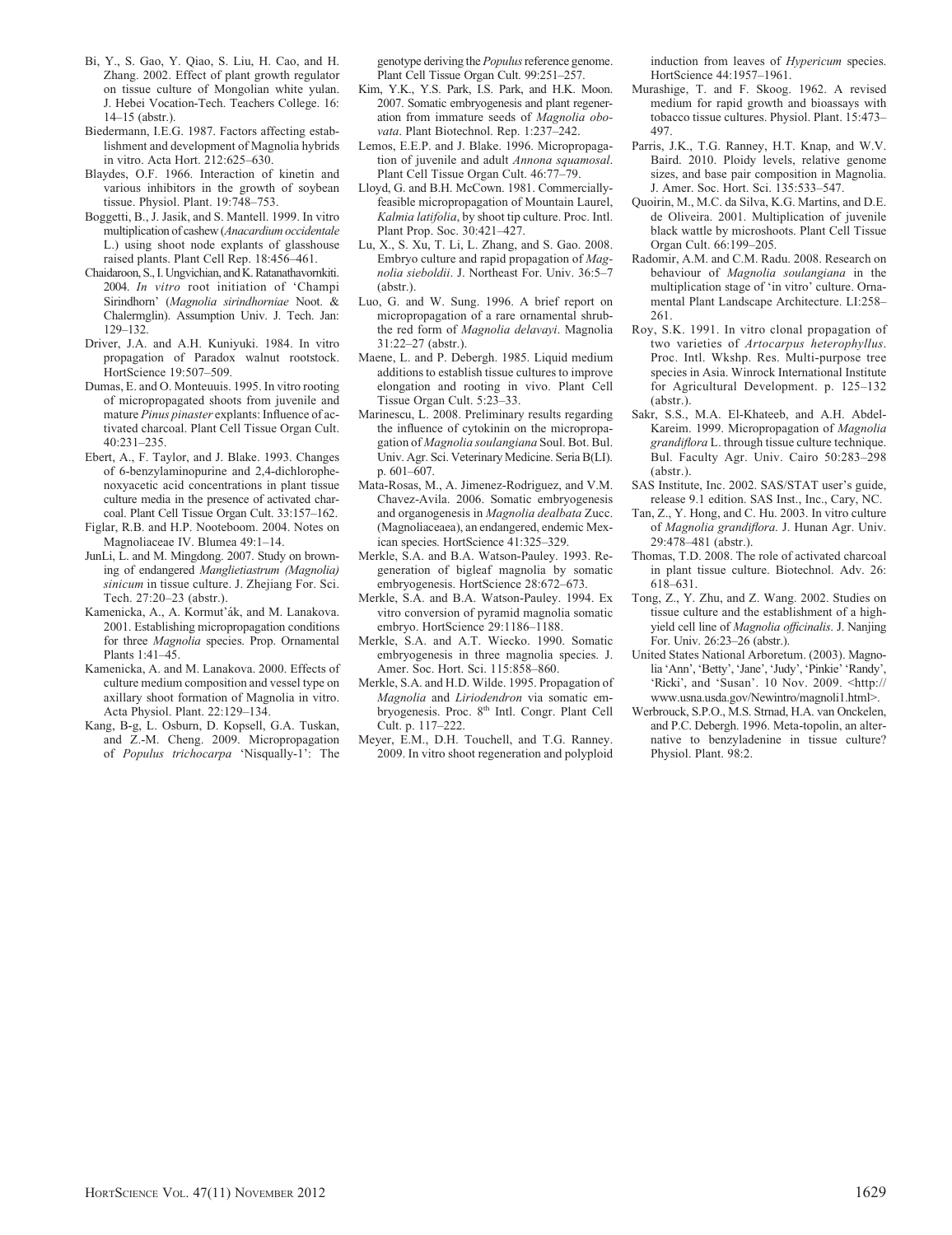Bi, Y., S. Gao, Y. Qiao, S. Liu, H. Cao, and H. Zhang. 2002. Effect of plant growth regulator on tissue culture of Mongolian white yulan. J. Hebei Vocation-Tech. Teachers College. 16: 14–15 (abstr.).

Biedermann, I.E.G. 1987. Factors affecting establishment and development of Magnolia hybrids in vitro. Acta Hort. 212:625–630.

Blaydes, O.F. 1966. Interaction of kinetin and various inhibitors in the growth of soybean tissue. Physiol. Plant. 19:748–753.

Boggetti, B., J. Jasik, and S. Mantell. 1999. In vitro multiplication of cashew (*Anacardium occidentale* L.) using shoot node explants of glasshouse raised plants. Plant Cell Rep. 18:456–461.

Chaidaroon, S., I. Ungvichian, and K. Ratanathavornkiti. 2004. *In vitro* root initiation of 'Champi Sirindhorn' (*Magnolia sirindhorniae* Noot. & Chalermglin). Assumption Univ. J. Tech. Jan: 129–132.

Driver, J.A. and A.H. Kuniyuki. 1984. In vitro propagation of Paradox walnut rootstock. HortScience 19:507–509.

Dumas, E. and O. Monteuuis. 1995. In vitro rooting of micropropagated shoots from juvenile and mature *Pinus pinaster* explants: Influence of activated charcoal. Plant Cell Tissue Organ Cult. 40:231–235.

Ebert, A., F. Taylor, and J. Blake. 1993. Changes of 6-benzylaminopurine and 2,4-dichlorophenoxyacetic acid concentrations in plant tissue culture media in the presence of activated charcoal. Plant Cell Tissue Organ Cult. 33:157–162.

Figlar, R.B. and H.P. Nooteboom. 2004. Notes on Magnoliaceae IV. Blumea 49:1–14.

JunLi, L. and M. Mingdong. 2007. Study on browning of endangered *Manglietiastrum (Magnolia) sinicum* in tissue culture. J. Zhejiang For. Sci. Tech. 27:20–23 (abstr.).

Kamenicka, A., A. Kormut'ák, and M. Lanakova. 2001. Establishing micropropagation conditions for three *Magnolia* species. Prop. Ornamental Plants 1:41–45.

Kamenicka, A. and M. Lanakova. 2000. Effects of culture medium composition and vessel type on axillary shoot formation of Magnolia in vitro. Acta Physiol. Plant. 22:129–134.

Kang, B-g, L. Osburn, D. Kopsell, G.A. Tuskan, and Z.-M. Cheng. 2009. Micropropagation of *Populus trichocarpa* 'Nisqually-1': The genotype deriving the *Populus* reference genome. Plant Cell Tissue Organ Cult. 99:251–257.

Kim, Y.K., Y.S. Park, I.S. Park, and H.K. Moon. 2007. Somatic embryogenesis and plant regeneration from immature seeds of *Magnolia obovata*. Plant Biotechnol. Rep. 1:237–242.

Lemos, E.E.P. and J. Blake. 1996. Micropropagation of juvenile and adult *Annona squamosal*. Plant Cell Tissue Organ Cult. 46:77–79.

Lloyd, G. and B.H. McCown. 1981. Commercially-feasible micropropagation of Mountain Laurel, *Kalmia latifolia*, by shoot tip culture. Proc. Intl. Plant Prop. Soc. 30:421–427.

Lu, X., S. Xu, T. Li, L. Zhang, and S. Gao. 2008. Embryo culture and rapid propagation of *Magnolia sieboldii*. J. Northeast For. Univ. 36:5–7 (abstr.).

Luo, G. and W. Sung. 1996. A brief report on micropropagation of a rare ornamental shrub-the red form of *Magnolia delavayi*. Magnolia 31:22–27 (abstr.).

Maene, L. and P. Debergh. 1985. Liquid medium additions to establish tissue cultures to improve elongation and rooting in vivo. Plant Cell Tissue Organ Cult. 5:23–33.

Marinescu, L. 2008. Preliminary results regarding the influence of cytokinin on the micropropagation of *Magnolia soulangiana* Soul. Bot. Bul. Univ. Agr. Sci. Veterinary Medicine. Seria B(LI). p. 601–607.

Mata-Rosas, M., A. Jimenez-Rodriguez, and V.M. Chavez-Avila. 2006. Somatic embryogenesis and organogenesis in *Magnolia dealbata* Zucc. (Magnoliaceaea), an endangered, endemic Mexican species. HortScience 41:325–329.

Merkle, S.A. and B.A. Watson-Pauley. 1993. Regeneration of bigleaf magnolia by somatic embryogenesis. HortScience 28:672–673.

Merkle, S.A. and B.A. Watson-Pauley. 1994. Ex vitro conversion of pyramid magnolia somatic embryo. HortScience 29:1186–1188.

Merkle, S.A. and A.T. Wiecko. 1990. Somatic embryogenesis in three magnolia species. J. Amer. Soc. Hort. Sci. 115:858–860.

Merkle, S.A. and H.D. Wilde. 1995. Propagation of *Magnolia* and *Liriodendron* via somatic embryogenesis. Proc. 8th Intl. Congr. Plant Cell Cult. p. 117–222.

Meyer, E.M., D.H. Touchell, and T.G. Ranney. 2009. In vitro shoot regeneration and polyploid induction from leaves of *Hypericum* species. HortScience 44:1957–1961.

Murashige, T. and F. Skoog. 1962. A revised medium for rapid growth and bioassays with tobacco tissue cultures. Physiol. Plant. 15:473–497.

Parris, J.K., T.G. Ranney, H.T. Knap, and W.V. Baird. 2010. Ploidy levels, relative genome sizes, and base pair composition in Magnolia. J. Amer. Soc. Hort. Sci. 135:533–547.

Quoirin, M., M.C. da Silva, K.G. Martins, and D.E. de Oliveira. 2001. Multiplication of juvenile black wattle by microshoots. Plant Cell Tissue Organ Cult. 66:199–205.

Radomir, A.M. and C.M. Radu. 2008. Research on behaviour of *Magnolia soulangiana* in the multiplication stage of 'in vitro' culture. Ornamental Plant Landscape Architecture. LI:258–261.

Roy, S.K. 1991. In vitro clonal propagation of two varieties of *Artocarpus heterophyllus*. Proc. Intl. Wkshp. Res. Multi-purpose tree species in Asia. Winrock International Institute for Agricultural Development. p. 125–132 (abstr.).

Sakr, S.S., M.A. El-Khateeb, and A.H. Abdel-Kareim. 1999. Micropropagation of *Magnolia grandiflora* L. through tissue culture technique. Bul. Faculty Agr. Univ. Cairo 50:283–298 (abstr.).

SAS Institute, Inc. 2002. SAS/STAT user's guide, release 9.1 edition. SAS Inst., Inc., Cary, NC.

Tan, Z., Y. Hong, and C. Hu. 2003. In vitro culture of *Magnolia grandiflora*. J. Hunan Agr. Univ. 29:478–481 (abstr.).

Thomas, T.D. 2008. The role of activated charcoal in plant tissue culture. Biotechnol. Adv. 26: 618–631.

Tong, Z., Y. Zhu, and Z. Wang. 2002. Studies on tissue culture and the establishment of a high-yield cell line of *Magnolia officinalis*. J. Nanjing For. Univ. 26:23–26 (abstr.).

United States National Arboretum. (2003). Magnolia 'Ann', 'Betty', 'Jane', 'Judy', 'Pinkie' 'Randy', 'Ricki', and 'Susan'. 10 Nov. 2009. <http://www.usna.usda.gov/Newintro/magnoli1.html>.

Werbrouck, S.P.O., M.S. Strnad, H.A. van Onckelen, and P.C. Debergh. 1996. Meta-topolin, an alternative to benzyladenine in tissue culture? Physiol. Plant. 98:2.